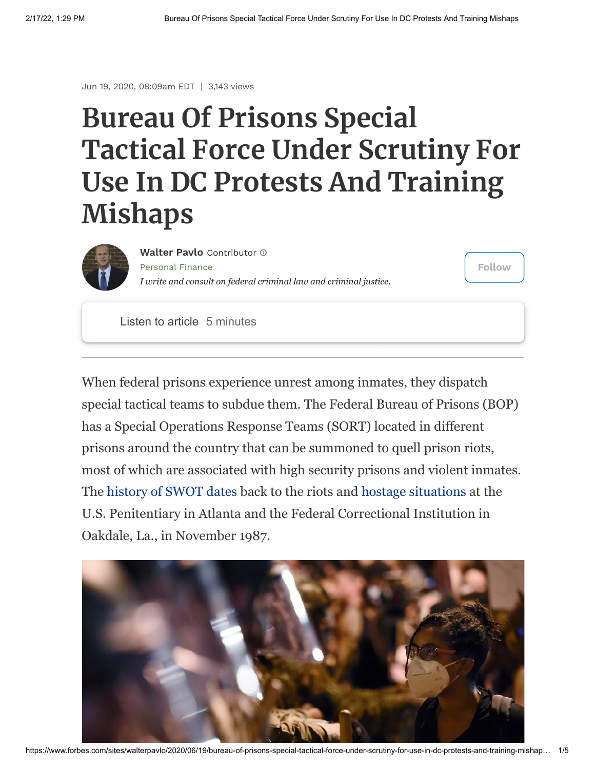Jun 19, 2020, 08:09am EDT | 3,143 views

# Bureau Of Prisons Special Tactical Force Under Scrutiny For Use In DC Protests And Training Mishaps

**Walter Pavlo** Contributor

Personal Finance

*I write and consult on federal criminal law and criminal justice.*

Follow

Listen to article 5 minutes

---

When federal prisons experience unrest among inmates, they dispatch special tactical teams to subdue them. The Federal Bureau of Prisons (BOP) has a Special Operations Response Teams (SORT) located in different prisons around the country that can be summoned to quell prison riots, most of which are associated with high security prisons and violent inmates. The history of SWOT dates back to the riots and hostage situations at the U.S. Penitentiary in Atlanta and the Federal Correctional Institution in Oakdale, La., in November 1987.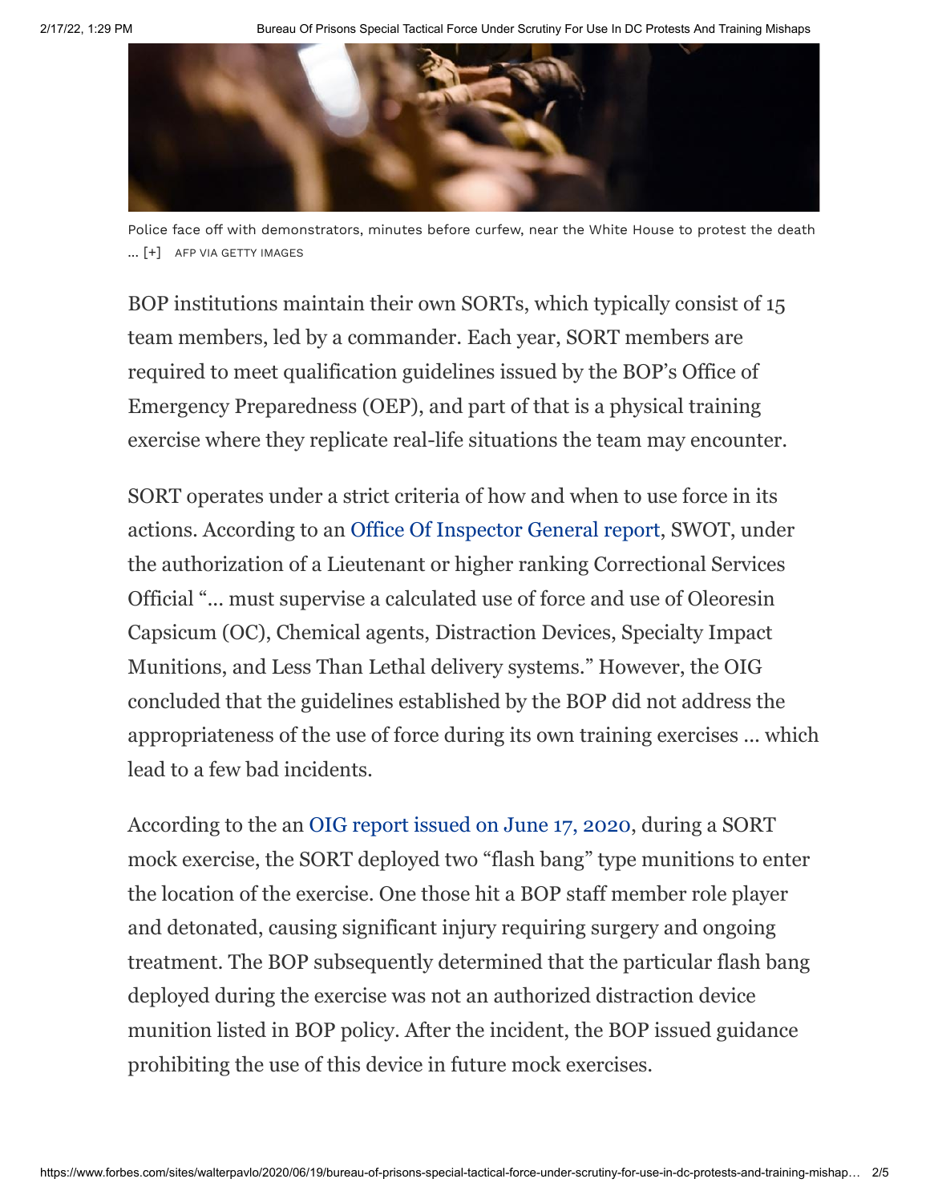Police face off with demonstrators, minutes before curfew, near the White House to protest the death ... [+] AFP VIA GETTY IMAGES

BOP institutions maintain their own SORTs, which typically consist of 15 team members, led by a commander. Each year, SORT members are required to meet qualification guidelines issued by the BOP's Office of Emergency Preparedness (OEP), and part of that is a physical training exercise where they replicate real-life situations the team may encounter.

SORT operates under a strict criteria of how and when to use force in its actions. According to an Office Of Inspector General report, SWOT, under the authorization of a Lieutenant or higher ranking Correctional Services Official "... must supervise a calculated use of force and use of Oleoresin Capsicum (OC), Chemical agents, Distraction Devices, Specialty Impact Munitions, and Less Than Lethal delivery systems." However, the OIG concluded that the guidelines established by the BOP did not address the appropriateness of the use of force during its own training exercises ... which lead to a few bad incidents.

According to the an OIG report issued on June 17, 2020, during a SORT mock exercise, the SORT deployed two "flash bang" type munitions to enter the location of the exercise. One those hit a BOP staff member role player and detonated, causing significant injury requiring surgery and ongoing treatment. The BOP subsequently determined that the particular flash bang deployed during the exercise was not an authorized distraction device munition listed in BOP policy. After the incident, the BOP issued guidance prohibiting the use of this device in future mock exercises.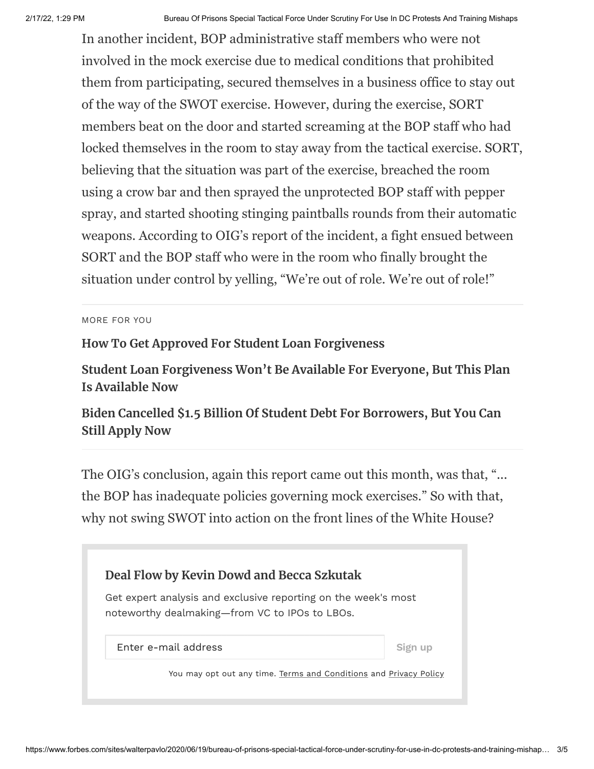In another incident, BOP administrative staff members who were not involved in the mock exercise due to medical conditions that prohibited them from participating, secured themselves in a business office to stay out of the way of the SWOT exercise. However, during the exercise, SORT members beat on the door and started screaming at the BOP staff who had locked themselves in the room to stay away from the tactical exercise. SORT, believing that the situation was part of the exercise, breached the room using a crow bar and then sprayed the unprotected BOP staff with pepper spray, and started shooting stinging paintballs rounds from their automatic weapons. According to OIG's report of the incident, a fight ensued between SORT and the BOP staff who were in the room who finally brought the situation under control by yelling, "We're out of role. We're out of role!"

MORE FOR YOU

**How To Get Approved For Student Loan Forgiveness**

**Student Loan Forgiveness Won't Be Available For Everyone, But This Plan Is Available Now**

**Biden Cancelled $1.5 Billion Of Student Debt For Borrowers, But You Can Still Apply Now**

The OIG's conclusion, again this report came out this month, was that, "… the BOP has inadequate policies governing mock exercises." So with that, why not swing SWOT into action on the front lines of the White House?

**Deal Flow by Kevin Dowd and Becca Szkutak**

Get expert analysis and exclusive reporting on the week's most noteworthy dealmaking—from VC to IPOs to LBOs.

Enter e-mail address | Sign up

You may opt out any time. Terms and Conditions and Privacy Policy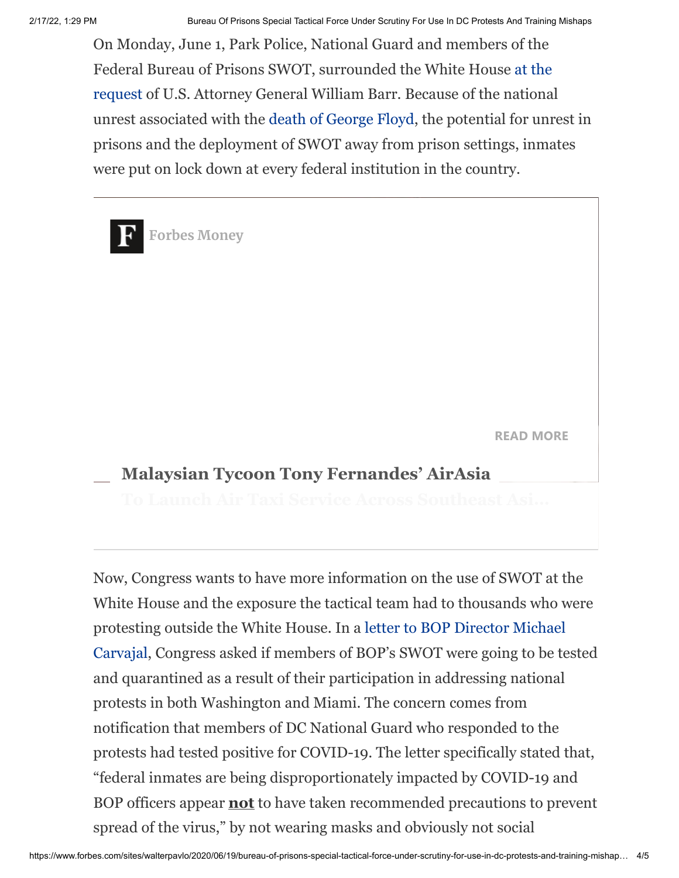On Monday, June 1, Park Police, National Guard and members of the Federal Bureau of Prisons SWOT, surrounded the White House at the request of U.S. Attorney General William Barr. Because of the national unrest associated with the death of George Floyd, the potential for unrest in prisons and the deployment of SWOT away from prison settings, inmates were put on lock down at every federal institution in the country.

Forbes Money

READ MORE

Malaysian Tycoon Tony Fernandes' AirAsia To Launch Air Taxi Service Across Southeast Asi...

Now, Congress wants to have more information on the use of SWOT at the White House and the exposure the tactical team had to thousands who were protesting outside the White House. In a letter to BOP Director Michael Carvajal, Congress asked if members of BOP's SWOT were going to be tested and quarantined as a result of their participation in addressing national protests in both Washington and Miami. The concern comes from notification that members of DC National Guard who responded to the protests had tested positive for COVID-19. The letter specifically stated that, "federal inmates are being disproportionately impacted by COVID-19 and BOP officers appear **not** to have taken recommended precautions to prevent spread of the virus," by not wearing masks and obviously not social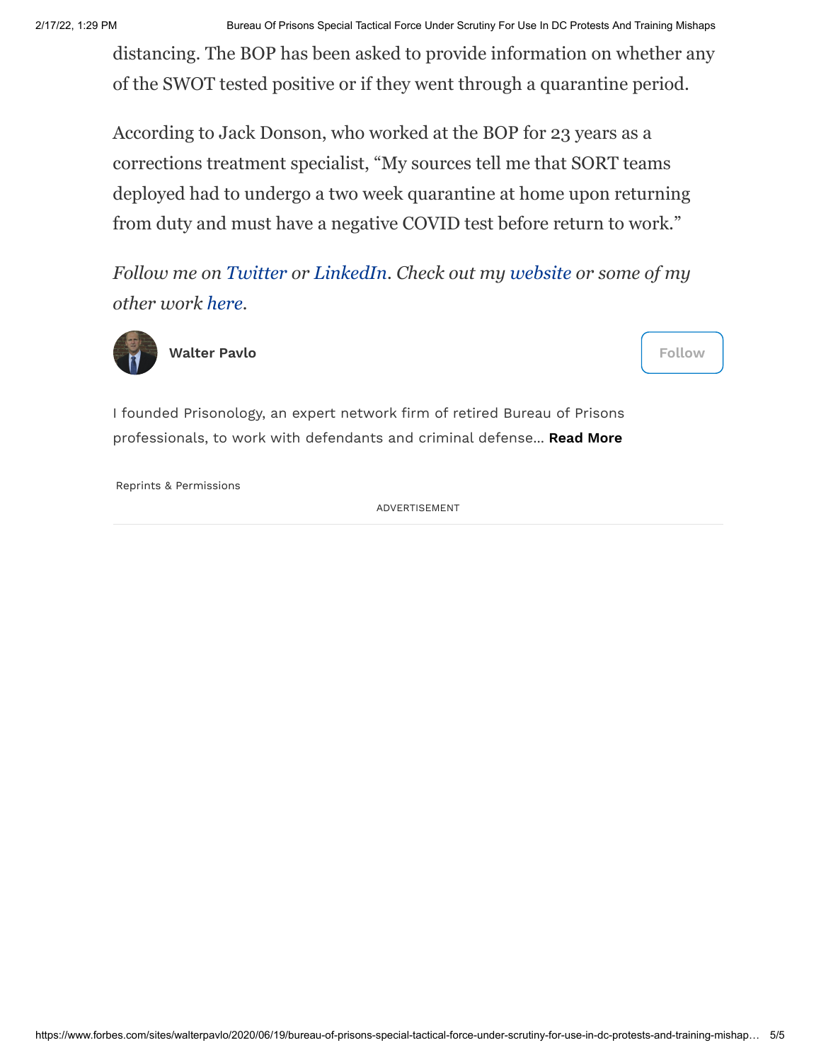distancing. The BOP has been asked to provide information on whether any of the SWOT tested positive or if they went through a quarantine period.

According to Jack Donson, who worked at the BOP for 23 years as a corrections treatment specialist, "My sources tell me that SORT teams deployed had to undergo a two week quarantine at home upon returning from duty and must have a negative COVID test before return to work."

*Follow me on Twitter or LinkedIn. Check out my website or some of my other work here.*

**Walter Pavlo**

Follow

I founded Prisonology, an expert network firm of retired Bureau of Prisons professionals, to work with defendants and criminal defense... **Read More**

Reprints & Permissions

ADVERTISEMENT